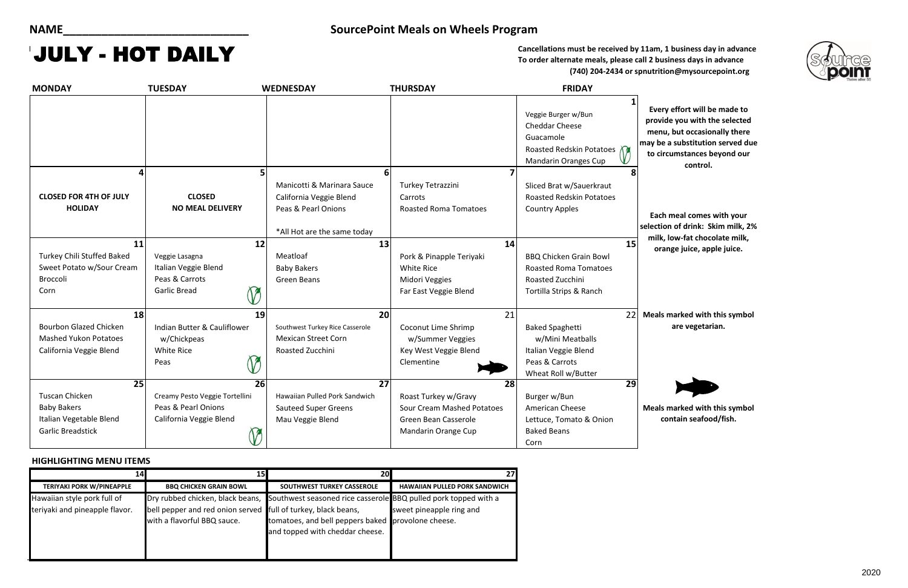NAME______________________________

**SourcePoint Meals on Wheels Program**

# JULY - HOT DAILY

**Cancellations must be received by 11am, 1 business day in advance**
**To order alternate meals, please call 2 business days in advance**
**(740) 204-2434 or spnutrition@mysourcepoint.org**

| MONDAY | TUESDAY | WEDNESDAY | THURSDAY | FRIDAY |
|---|---|---|---|---|
| | | | | **1** Veggie Burger w/Bun, Cheddar Cheese, Guacamole, Roasted Redskin Potatoes, Mandarin Oranges Cup (vegetarian) |
| **4** **CLOSED FOR 4TH OF JULY HOLIDAY** | **5** **CLOSED NO MEAL DELIVERY** | **6** Manicotti & Marinara Sauce, California Veggie Blend, Peas & Pearl Onions, *All Hot are the same today | **7** Turkey Tetrazzini, Carrots, Roasted Roma Tomatoes | **8** Sliced Brat w/Sauerkraut, Roasted Redskin Potatoes, Country Apples |
| **11** Turkey Chili Stuffed Baked Sweet Potato w/Sour Cream, Broccoli, Corn | **12** Veggie Lasagna, Italian Veggie Blend, Peas & Carrots, Garlic Bread (vegetarian) | **13** Meatloaf, Baby Bakers, Green Beans | **14** Pork & Pinapple Teriyaki, White Rice, Midori Veggies, Far East Veggie Blend | **15** BBQ Chicken Grain Bowl, Roasted Roma Tomatoes, Roasted Zucchini, Tortilla Strips & Ranch |
| **18** Bourbon Glazed Chicken, Mashed Yukon Potatoes, California Veggie Blend | **19** Indian Butter & Cauliflower w/Chickpeas, White Rice, Peas (vegetarian) | **20** Southwest Turkey Rice Casserole, Mexican Street Corn, Roasted Zucchini | **21** Coconut Lime Shrimp w/Summer Veggies, Key West Veggie Blend, Clementine (seafood/fish) | **22** Baked Spaghetti w/Mini Meatballs, Italian Veggie Blend, Peas & Carrots, Wheat Roll w/Butter |
| **25** Tuscan Chicken, Baby Bakers, Italian Vegetable Blend, Garlic Breadstick | **26** Creamy Pesto Veggie Tortellini, Peas & Pearl Onions, California Veggie Blend (vegetarian) | **27** Hawaiian Pulled Pork Sandwich, Sauteed Super Greens, Mau Veggie Blend | **28** Roast Turkey w/Gravy, Sour Cream Mashed Potatoes, Green Bean Casserole, Mandarin Orange Cup | **29** Burger w/Bun, American Cheese, Lettuce, Tomato & Onion, Baked Beans, Corn |

**Every effort will be made to provide you with the selected menu, but occasionally there may be a substitution served due to circumstances beyond our control.**

**Each meal comes with your selection of drink: Skim milk, 2% milk, low-fat chocolate milk, orange juice, apple juice.**

**Meals marked with this symbol are vegetarian.**

**Meals marked with this symbol contain seafood/fish.**

**HIGHLIGHTING MENU ITEMS**

| 14 | 15 | 20 | 27 |
|---|---|---|---|
| **TERIYAKI PORK W/PINEAPPLE** | **BBQ CHICKEN GRAIN BOWL** | **SOUTHWEST TURKEY CASSEROLE** | **HAWAIIAN PULLED PORK SANDWICH** |
| Hawaiian style pork full of teriyaki and pineapple flavor. | Dry rubbed chicken, black beans, bell pepper and red onion served with a flavorful BBQ sauce. | Southwest seasoned rice casserole full of turkey, black beans, tomatoes, and bell peppers baked and topped with cheddar cheese. | BBQ pulled pork topped with a sweet pineapple ring and provolone cheese. |

2020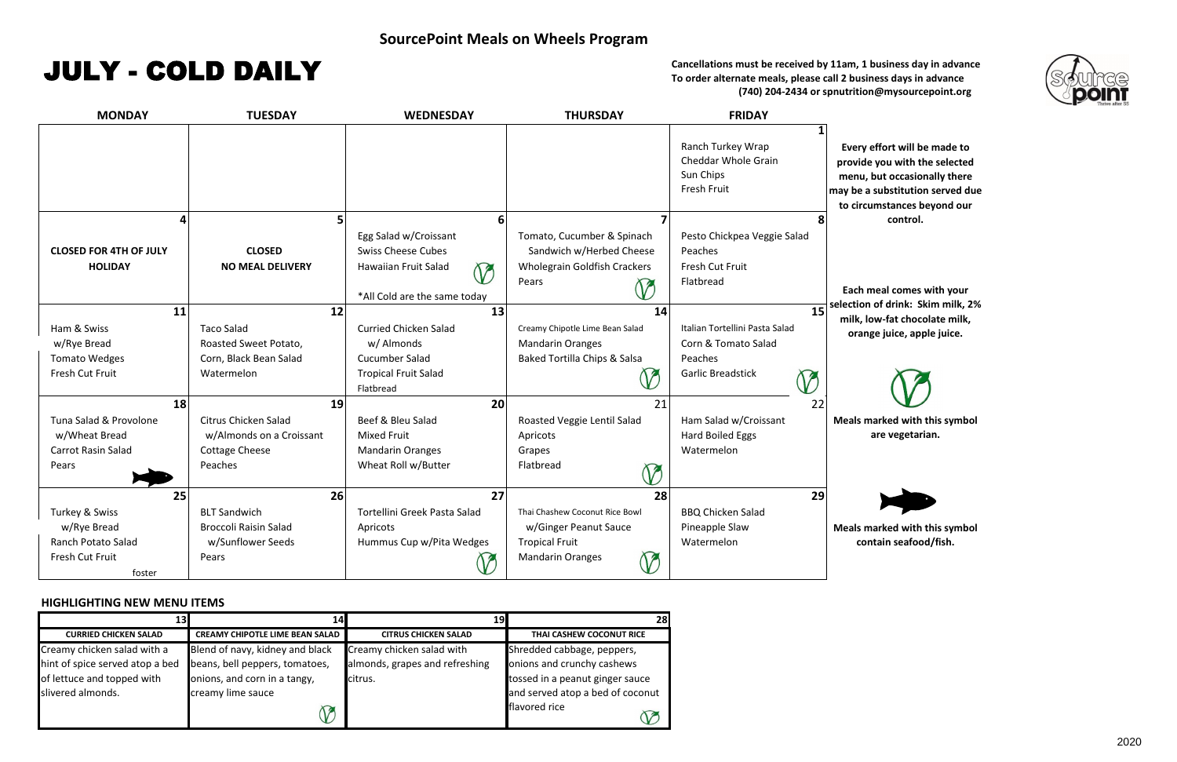# SourcePoint Meals on Wheels Program

# JULY - COLD DAILY

**Cancellations must be received by 11am, 1 business day in advance**
**To order alternate meals, please call 2 business days in advance**
**(740) 204-2434 or spnutrition@mysourcepoint.org**

| MONDAY | TUESDAY | WEDNESDAY | THURSDAY | FRIDAY |
|---|---|---|---|---|
| | | | | **1** Ranch Turkey Wrap, Cheddar Whole Grain, Sun Chips, Fresh Fruit |
| **4** **CLOSED FOR 4TH OF JULY HOLIDAY** | **5** **CLOSED NO MEAL DELIVERY** | **6** Egg Salad w/Croissant, Swiss Cheese Cubes, Hawaiian Fruit Salad (V), *All Cold are the same today | **7** Tomato, Cucumber & Spinach Sandwich w/Herbed Cheese, Wholegrain Goldfish Crackers, Pears (V) | **8** Pesto Chickpea Veggie Salad, Peaches, Fresh Cut Fruit, Flatbread |
| **11** Ham & Swiss w/Rye Bread, Tomato Wedges, Fresh Cut Fruit | **12** Taco Salad, Roasted Sweet Potato, Corn, Black Bean Salad, Watermelon | **13** Curried Chicken Salad w/ Almonds, Cucumber Salad, Tropical Fruit Salad, Flatbread | **14** Creamy Chipotle Lime Bean Salad, Mandarin Oranges, Baked Tortilla Chips & Salsa (V) | **15** Italian Tortellini Pasta Salad, Corn & Tomato Salad, Peaches, Garlic Breadstick (V) |
| **18** Tuna Salad & Provolone w/Wheat Bread, Carrot Rasin Salad, Pears (Fish) | **19** Citrus Chicken Salad w/Almonds on a Croissant, Cottage Cheese, Peaches | **20** Beef & Bleu Salad, Mixed Fruit, Mandarin Oranges, Wheat Roll w/Butter | **21** Roasted Veggie Lentil Salad, Apricots, Grapes, Flatbread (V) | **22** Ham Salad w/Croissant, Hard Boiled Eggs, Watermelon |
| **25** Turkey & Swiss w/Rye Bread, Ranch Potato Salad, Fresh Cut Fruit, foster | **26** BLT Sandwich, Broccoli Raisin Salad w/Sunflower Seeds, Pears | **27** Tortellini Greek Pasta Salad, Apricots, Hummus Cup w/Pita Wedges (V) | **28** Thai Chashew Coconut Rice Bowl w/Ginger Peanut Sauce, Tropical Fruit, Mandarin Oranges (V) | **29** BBQ Chicken Salad, Pineapple Slaw, Watermelon |

**Every effort will be made to provide you with the selected menu, but occasionally there may be a substitution served due to circumstances beyond our control.**

**Each meal comes with your selection of drink: Skim milk, 2% milk, low-fat chocolate milk, orange juice, apple juice.**

**Meals marked with this symbol (V) are vegetarian.**

**Meals marked with this symbol (Fish) contain seafood/fish.**

## HIGHLIGHTING NEW MENU ITEMS

| 13 | 14 | 19 | 28 |
|---|---|---|---|
| **CURRIED CHICKEN SALAD** | **CREAMY CHIPOTLE LIME BEAN SALAD** | **CITRUS CHICKEN SALAD** | **THAI CASHEW COCONUT RICE** |
| Creamy chicken salad with a hint of spice served atop a bed of lettuce and topped with slivered almonds. | Blend of navy, kidney and black beans, bell peppers, tomatoes, onions, and corn in a tangy, creamy lime sauce (V) | Creamy chicken salad with almonds, grapes and refreshing citrus. | Shredded cabbage, peppers, onions and crunchy cashews tossed in a peanut ginger sauce and served atop a bed of coconut flavored rice (V) |

2020